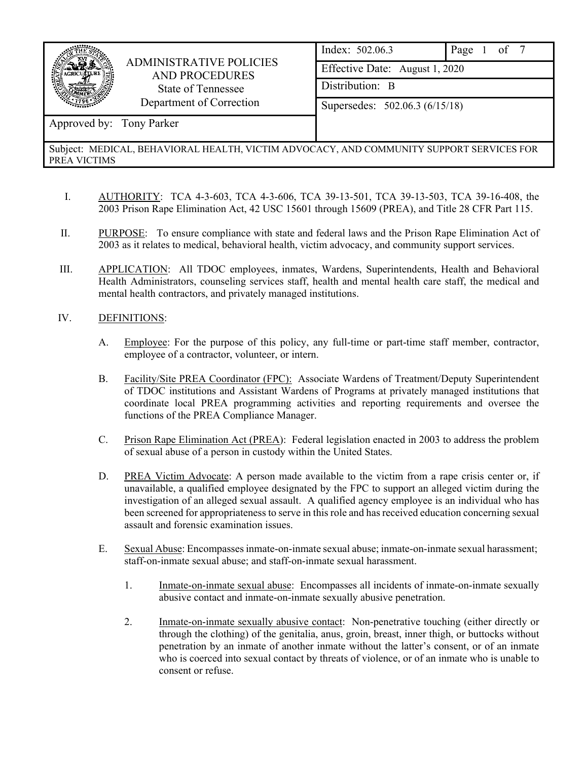| ADMINISTRATIVE POLICIES AND PROCEDURES<br>State of Tennessee<br>Department of Correction | Index: 502.06.3 | Page 1 of 7 |
|---|---|---|
| | Effective Date: August 1, 2020 | |
| | Distribution: B | |
| | Supersedes: 502.06.3 (6/15/18) | |
| Approved by: Tony Parker | | |
| Subject: MEDICAL, BEHAVIORAL HEALTH, VICTIM ADVOCACY, AND COMMUNITY SUPPORT SERVICES FOR PREA VICTIMS | | |

I. AUTHORITY: TCA 4-3-603, TCA 4-3-606, TCA 39-13-501, TCA 39-13-503, TCA 39-16-408, the 2003 Prison Rape Elimination Act, 42 USC 15601 through 15609 (PREA), and Title 28 CFR Part 115.

II. PURPOSE: To ensure compliance with state and federal laws and the Prison Rape Elimination Act of 2003 as it relates to medical, behavioral health, victim advocacy, and community support services.

III. APPLICATION: All TDOC employees, inmates, Wardens, Superintendents, Health and Behavioral Health Administrators, counseling services staff, health and mental health care staff, the medical and mental health contractors, and privately managed institutions.

IV. DEFINITIONS:

A. Employee: For the purpose of this policy, any full-time or part-time staff member, contractor, employee of a contractor, volunteer, or intern.

B. Facility/Site PREA Coordinator (FPC): Associate Wardens of Treatment/Deputy Superintendent of TDOC institutions and Assistant Wardens of Programs at privately managed institutions that coordinate local PREA programming activities and reporting requirements and oversee the functions of the PREA Compliance Manager.

C. Prison Rape Elimination Act (PREA): Federal legislation enacted in 2003 to address the problem of sexual abuse of a person in custody within the United States.

D. PREA Victim Advocate: A person made available to the victim from a rape crisis center or, if unavailable, a qualified employee designated by the FPC to support an alleged victim during the investigation of an alleged sexual assault. A qualified agency employee is an individual who has been screened for appropriateness to serve in this role and has received education concerning sexual assault and forensic examination issues.

E. Sexual Abuse: Encompasses inmate-on-inmate sexual abuse; inmate-on-inmate sexual harassment; staff-on-inmate sexual abuse; and staff-on-inmate sexual harassment.

1. Inmate-on-inmate sexual abuse: Encompasses all incidents of inmate-on-inmate sexually abusive contact and inmate-on-inmate sexually abusive penetration.

2. Inmate-on-inmate sexually abusive contact: Non-penetrative touching (either directly or through the clothing) of the genitalia, anus, groin, breast, inner thigh, or buttocks without penetration by an inmate of another inmate without the latter's consent, or of an inmate who is coerced into sexual contact by threats of violence, or of an inmate who is unable to consent or refuse.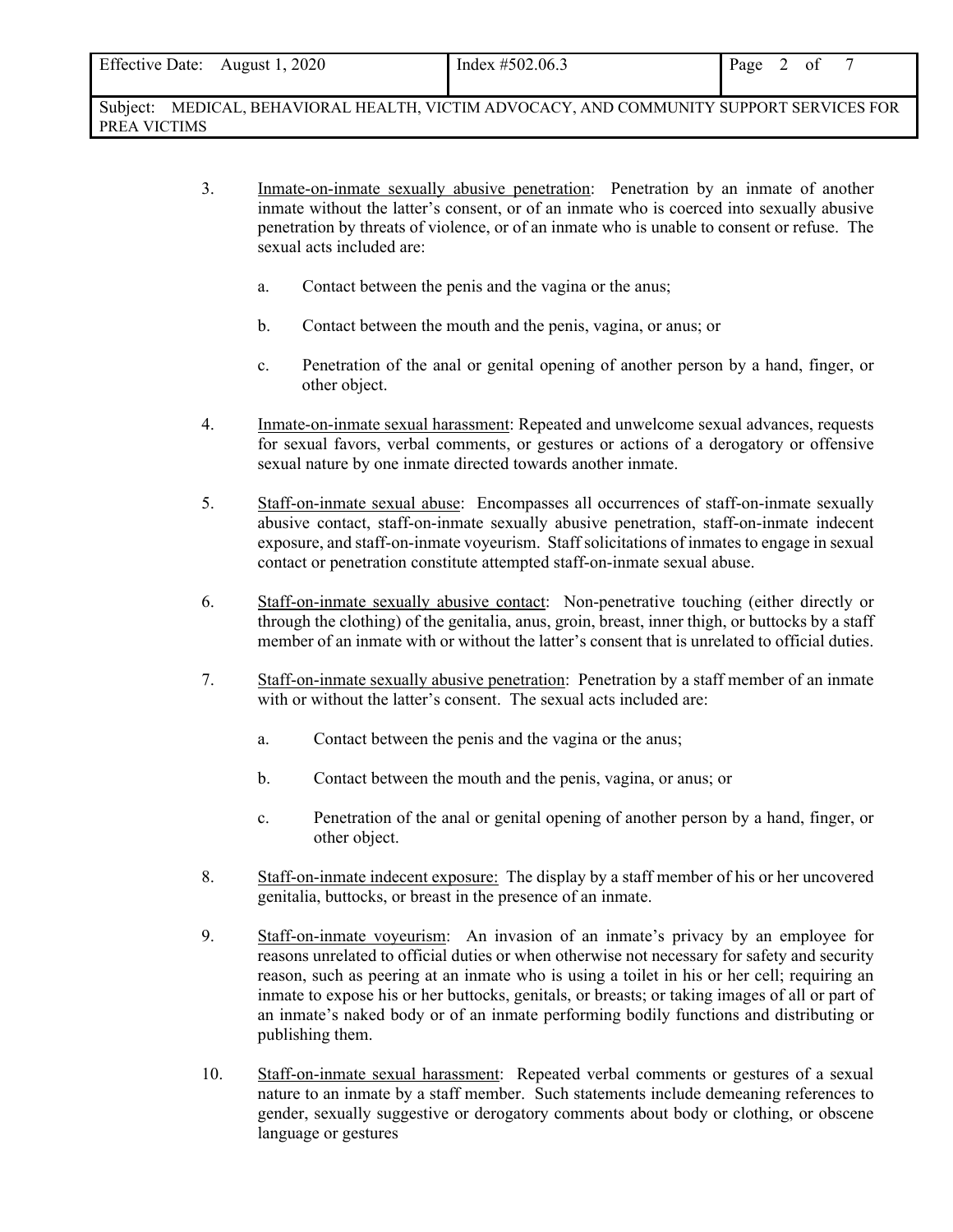3. <u>Inmate-on-inmate sexually abusive penetration</u>: Penetration by an inmate of another inmate without the latter's consent, or of an inmate who is coerced into sexually abusive penetration by threats of violence, or of an inmate who is unable to consent or refuse. The sexual acts included are:

   a. Contact between the penis and the vagina or the anus;

   b. Contact between the mouth and the penis, vagina, or anus; or

   c. Penetration of the anal or genital opening of another person by a hand, finger, or other object.

4. <u>Inmate-on-inmate sexual harassment</u>: Repeated and unwelcome sexual advances, requests for sexual favors, verbal comments, or gestures or actions of a derogatory or offensive sexual nature by one inmate directed towards another inmate.

5. <u>Staff-on-inmate sexual abuse</u>: Encompasses all occurrences of staff-on-inmate sexually abusive contact, staff-on-inmate sexually abusive penetration, staff-on-inmate indecent exposure, and staff-on-inmate voyeurism. Staff solicitations of inmates to engage in sexual contact or penetration constitute attempted staff-on-inmate sexual abuse.

6. <u>Staff-on-inmate sexually abusive contact</u>: Non-penetrative touching (either directly or through the clothing) of the genitalia, anus, groin, breast, inner thigh, or buttocks by a staff member of an inmate with or without the latter's consent that is unrelated to official duties.

7. <u>Staff-on-inmate sexually abusive penetration</u>: Penetration by a staff member of an inmate with or without the latter's consent. The sexual acts included are:

   a. Contact between the penis and the vagina or the anus;

   b. Contact between the mouth and the penis, vagina, or anus; or

   c. Penetration of the anal or genital opening of another person by a hand, finger, or other object.

8. <u>Staff-on-inmate indecent exposure:</u> The display by a staff member of his or her uncovered genitalia, buttocks, or breast in the presence of an inmate.

9. <u>Staff-on-inmate voyeurism</u>: An invasion of an inmate's privacy by an employee for reasons unrelated to official duties or when otherwise not necessary for safety and security reason, such as peering at an inmate who is using a toilet in his or her cell; requiring an inmate to expose his or her buttocks, genitals, or breasts; or taking images of all or part of an inmate's naked body or of an inmate performing bodily functions and distributing or publishing them.

10. <u>Staff-on-inmate sexual harassment</u>: Repeated verbal comments or gestures of a sexual nature to an inmate by a staff member. Such statements include demeaning references to gender, sexually suggestive or derogatory comments about body or clothing, or obscene language or gestures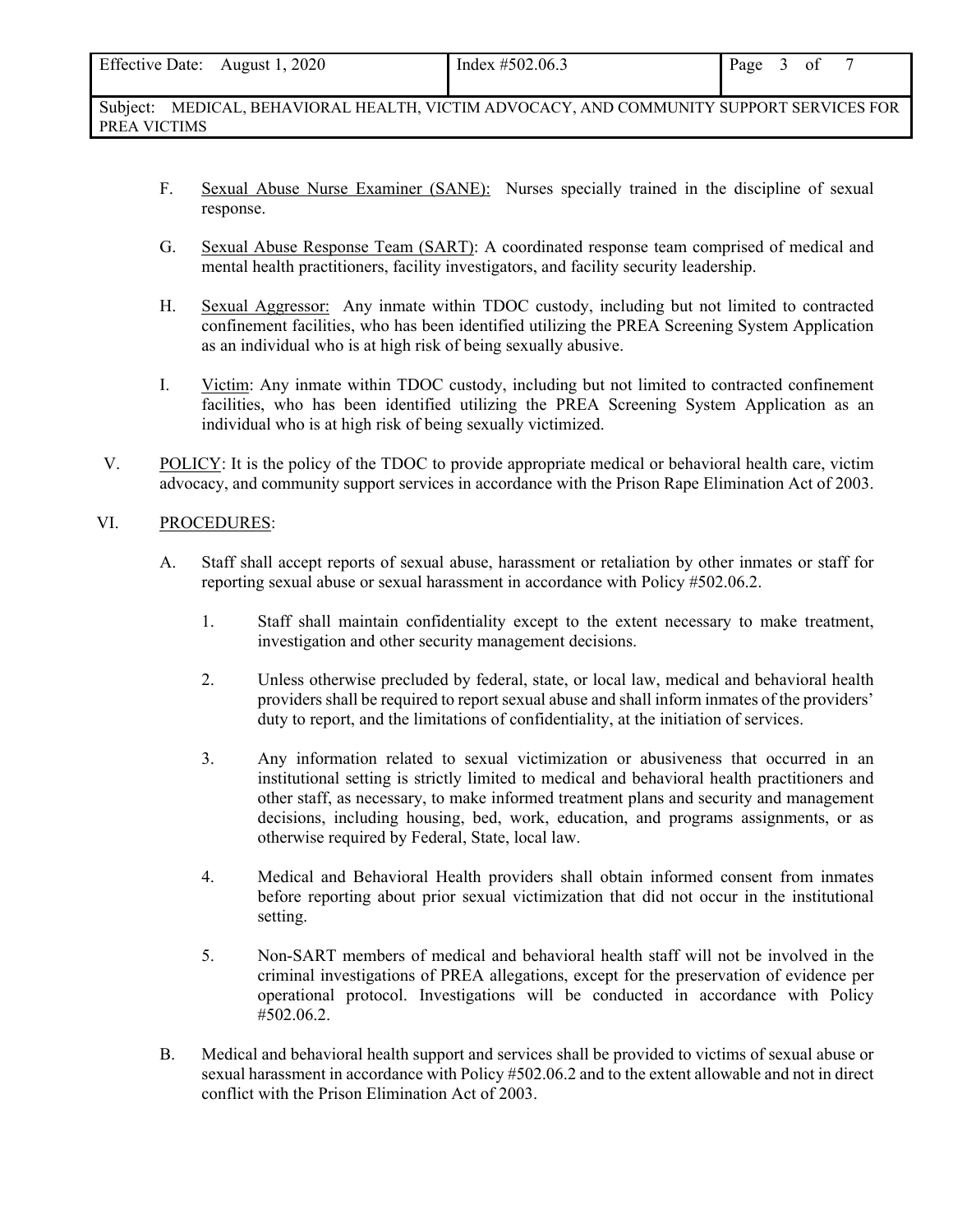F. Sexual Abuse Nurse Examiner (SANE): Nurses specially trained in the discipline of sexual response.

G. Sexual Abuse Response Team (SART): A coordinated response team comprised of medical and mental health practitioners, facility investigators, and facility security leadership.

H. Sexual Aggressor: Any inmate within TDOC custody, including but not limited to contracted confinement facilities, who has been identified utilizing the PREA Screening System Application as an individual who is at high risk of being sexually abusive.

I. Victim: Any inmate within TDOC custody, including but not limited to contracted confinement facilities, who has been identified utilizing the PREA Screening System Application as an individual who is at high risk of being sexually victimized.

V. POLICY: It is the policy of the TDOC to provide appropriate medical or behavioral health care, victim advocacy, and community support services in accordance with the Prison Rape Elimination Act of 2003.

VI. PROCEDURES:

A. Staff shall accept reports of sexual abuse, harassment or retaliation by other inmates or staff for reporting sexual abuse or sexual harassment in accordance with Policy #502.06.2.

1. Staff shall maintain confidentiality except to the extent necessary to make treatment, investigation and other security management decisions.

2. Unless otherwise precluded by federal, state, or local law, medical and behavioral health providers shall be required to report sexual abuse and shall inform inmates of the providers' duty to report, and the limitations of confidentiality, at the initiation of services.

3. Any information related to sexual victimization or abusiveness that occurred in an institutional setting is strictly limited to medical and behavioral health practitioners and other staff, as necessary, to make informed treatment plans and security and management decisions, including housing, bed, work, education, and programs assignments, or as otherwise required by Federal, State, local law.

4. Medical and Behavioral Health providers shall obtain informed consent from inmates before reporting about prior sexual victimization that did not occur in the institutional setting.

5. Non-SART members of medical and behavioral health staff will not be involved in the criminal investigations of PREA allegations, except for the preservation of evidence per operational protocol. Investigations will be conducted in accordance with Policy #502.06.2.

B. Medical and behavioral health support and services shall be provided to victims of sexual abuse or sexual harassment in accordance with Policy #502.06.2 and to the extent allowable and not in direct conflict with the Prison Elimination Act of 2003.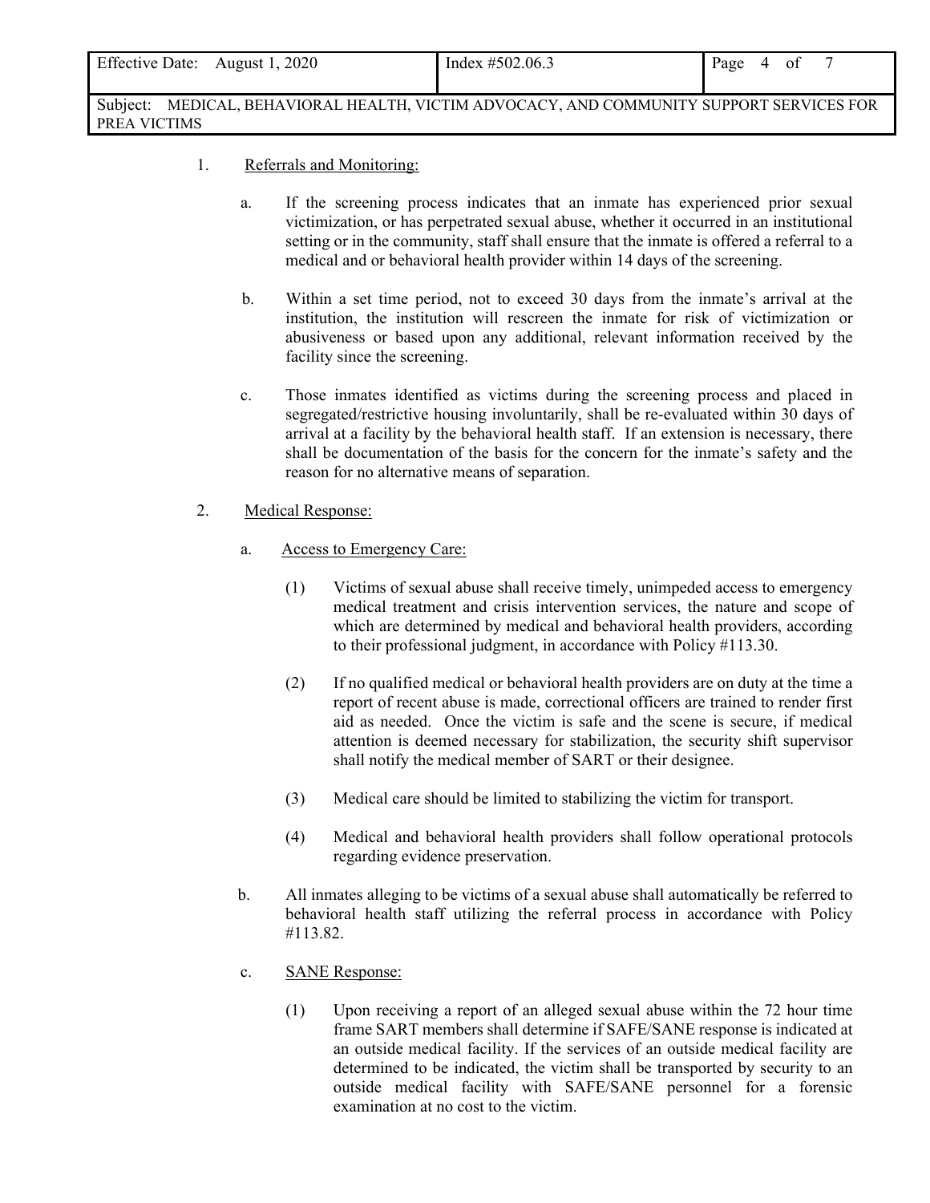1. Referrals and Monitoring:

   a. If the screening process indicates that an inmate has experienced prior sexual victimization, or has perpetrated sexual abuse, whether it occurred in an institutional setting or in the community, staff shall ensure that the inmate is offered a referral to a medical and or behavioral health provider within 14 days of the screening.

   b. Within a set time period, not to exceed 30 days from the inmate's arrival at the institution, the institution will rescreen the inmate for risk of victimization or abusiveness or based upon any additional, relevant information received by the facility since the screening.

   c. Those inmates identified as victims during the screening process and placed in segregated/restrictive housing involuntarily, shall be re-evaluated within 30 days of arrival at a facility by the behavioral health staff. If an extension is necessary, there shall be documentation of the basis for the concern for the inmate's safety and the reason for no alternative means of separation.

2. Medical Response:

   a. Access to Emergency Care:

      (1) Victims of sexual abuse shall receive timely, unimpeded access to emergency medical treatment and crisis intervention services, the nature and scope of which are determined by medical and behavioral health providers, according to their professional judgment, in accordance with Policy #113.30.

      (2) If no qualified medical or behavioral health providers are on duty at the time a report of recent abuse is made, correctional officers are trained to render first aid as needed. Once the victim is safe and the scene is secure, if medical attention is deemed necessary for stabilization, the security shift supervisor shall notify the medical member of SART or their designee.

      (3) Medical care should be limited to stabilizing the victim for transport.

      (4) Medical and behavioral health providers shall follow operational protocols regarding evidence preservation.

   b. All inmates alleging to be victims of a sexual abuse shall automatically be referred to behavioral health staff utilizing the referral process in accordance with Policy #113.82.

   c. SANE Response:

      (1) Upon receiving a report of an alleged sexual abuse within the 72 hour time frame SART members shall determine if SAFE/SANE response is indicated at an outside medical facility. If the services of an outside medical facility are determined to be indicated, the victim shall be transported by security to an outside medical facility with SAFE/SANE personnel for a forensic examination at no cost to the victim.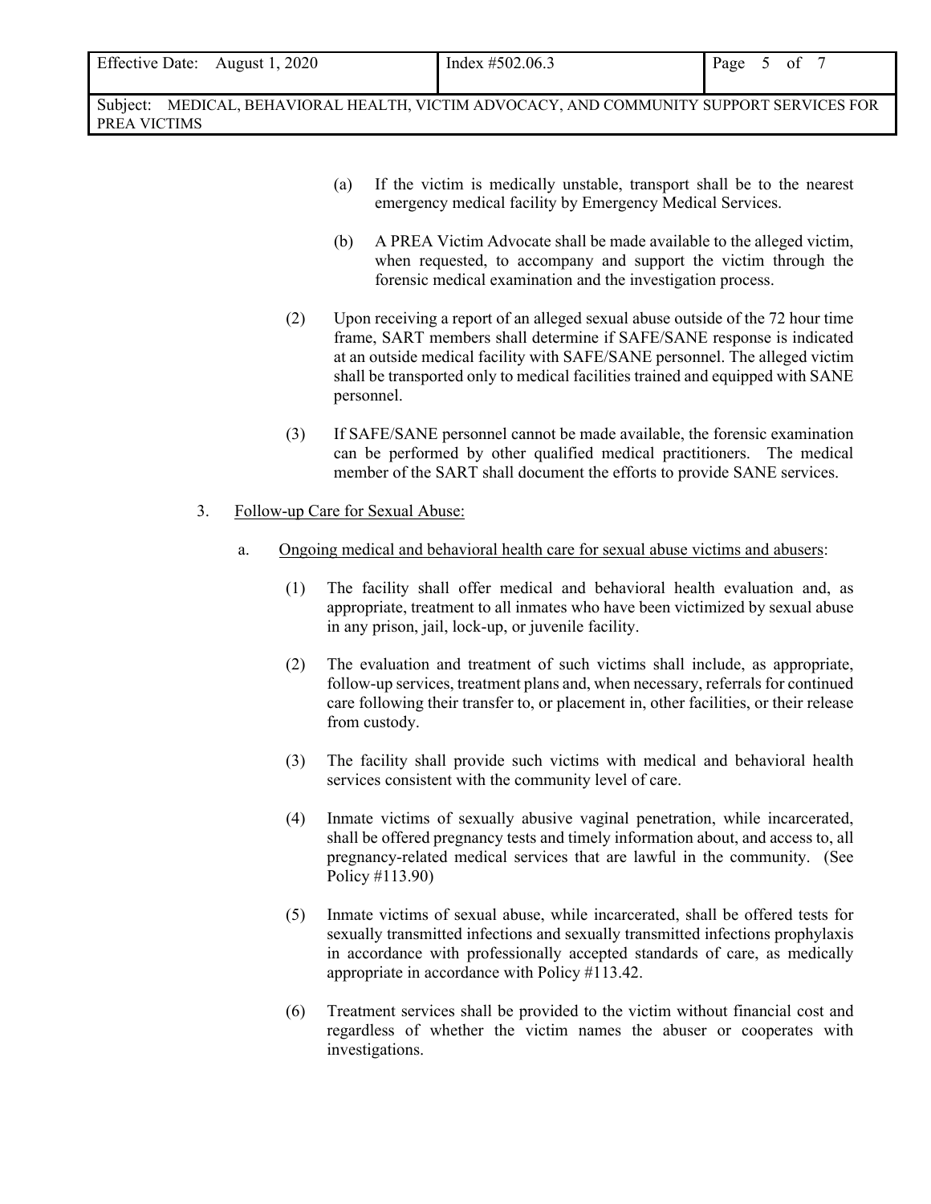(a) If the victim is medically unstable, transport shall be to the nearest emergency medical facility by Emergency Medical Services.

(b) A PREA Victim Advocate shall be made available to the alleged victim, when requested, to accompany and support the victim through the forensic medical examination and the investigation process.

(2) Upon receiving a report of an alleged sexual abuse outside of the 72 hour time frame, SART members shall determine if SAFE/SANE response is indicated at an outside medical facility with SAFE/SANE personnel. The alleged victim shall be transported only to medical facilities trained and equipped with SANE personnel.

(3) If SAFE/SANE personnel cannot be made available, the forensic examination can be performed by other qualified medical practitioners. The medical member of the SART shall document the efforts to provide SANE services.

3. <u>Follow-up Care for Sexual Abuse:</u>

a. <u>Ongoing medical and behavioral health care for sexual abuse victims and abusers</u>:

(1) The facility shall offer medical and behavioral health evaluation and, as appropriate, treatment to all inmates who have been victimized by sexual abuse in any prison, jail, lock-up, or juvenile facility.

(2) The evaluation and treatment of such victims shall include, as appropriate, follow-up services, treatment plans and, when necessary, referrals for continued care following their transfer to, or placement in, other facilities, or their release from custody.

(3) The facility shall provide such victims with medical and behavioral health services consistent with the community level of care.

(4) Inmate victims of sexually abusive vaginal penetration, while incarcerated, shall be offered pregnancy tests and timely information about, and access to, all pregnancy-related medical services that are lawful in the community. (See Policy #113.90)

(5) Inmate victims of sexual abuse, while incarcerated, shall be offered tests for sexually transmitted infections and sexually transmitted infections prophylaxis in accordance with professionally accepted standards of care, as medically appropriate in accordance with Policy #113.42.

(6) Treatment services shall be provided to the victim without financial cost and regardless of whether the victim names the abuser or cooperates with investigations.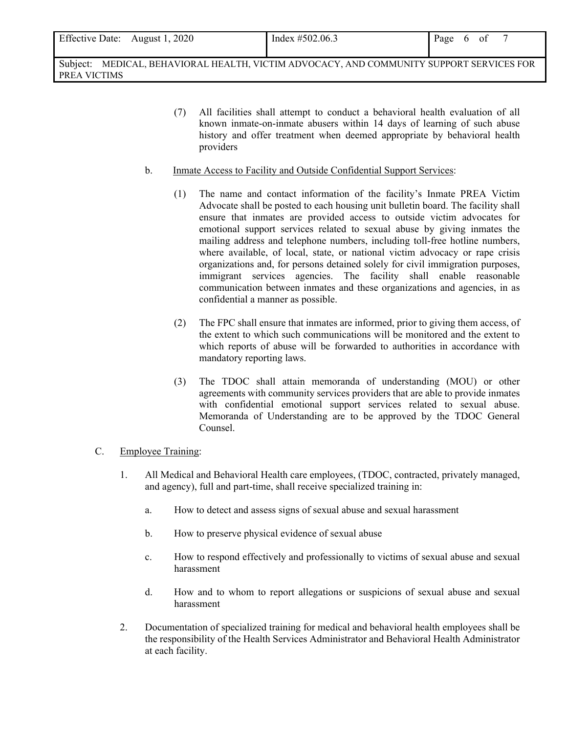(7) All facilities shall attempt to conduct a behavioral health evaluation of all known inmate-on-inmate abusers within 14 days of learning of such abuse history and offer treatment when deemed appropriate by behavioral health providers

b. Inmate Access to Facility and Outside Confidential Support Services:

(1) The name and contact information of the facility's Inmate PREA Victim Advocate shall be posted to each housing unit bulletin board. The facility shall ensure that inmates are provided access to outside victim advocates for emotional support services related to sexual abuse by giving inmates the mailing address and telephone numbers, including toll-free hotline numbers, where available, of local, state, or national victim advocacy or rape crisis organizations and, for persons detained solely for civil immigration purposes, immigrant services agencies. The facility shall enable reasonable communication between inmates and these organizations and agencies, in as confidential a manner as possible.

(2) The FPC shall ensure that inmates are informed, prior to giving them access, of the extent to which such communications will be monitored and the extent to which reports of abuse will be forwarded to authorities in accordance with mandatory reporting laws.

(3) The TDOC shall attain memoranda of understanding (MOU) or other agreements with community services providers that are able to provide inmates with confidential emotional support services related to sexual abuse. Memoranda of Understanding are to be approved by the TDOC General Counsel.

C. Employee Training:

1. All Medical and Behavioral Health care employees, (TDOC, contracted, privately managed, and agency), full and part-time, shall receive specialized training in:

   a. How to detect and assess signs of sexual abuse and sexual harassment

   b. How to preserve physical evidence of sexual abuse

   c. How to respond effectively and professionally to victims of sexual abuse and sexual harassment

   d. How and to whom to report allegations or suspicions of sexual abuse and sexual harassment

2. Documentation of specialized training for medical and behavioral health employees shall be the responsibility of the Health Services Administrator and Behavioral Health Administrator at each facility.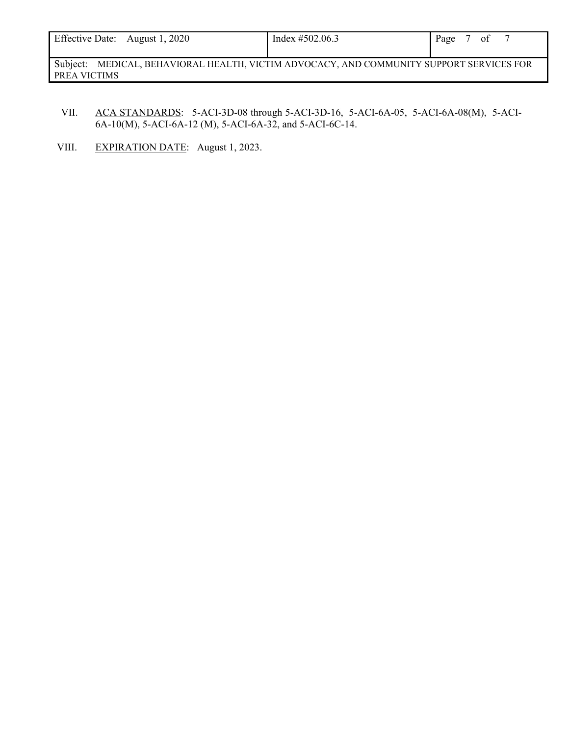VII. ACA STANDARDS: 5-ACI-3D-08 through 5-ACI-3D-16, 5-ACI-6A-05, 5-ACI-6A-08(M), 5-ACI-6A-10(M), 5-ACI-6A-12 (M), 5-ACI-6A-32, and 5-ACI-6C-14.

VIII. EXPIRATION DATE: August 1, 2023.